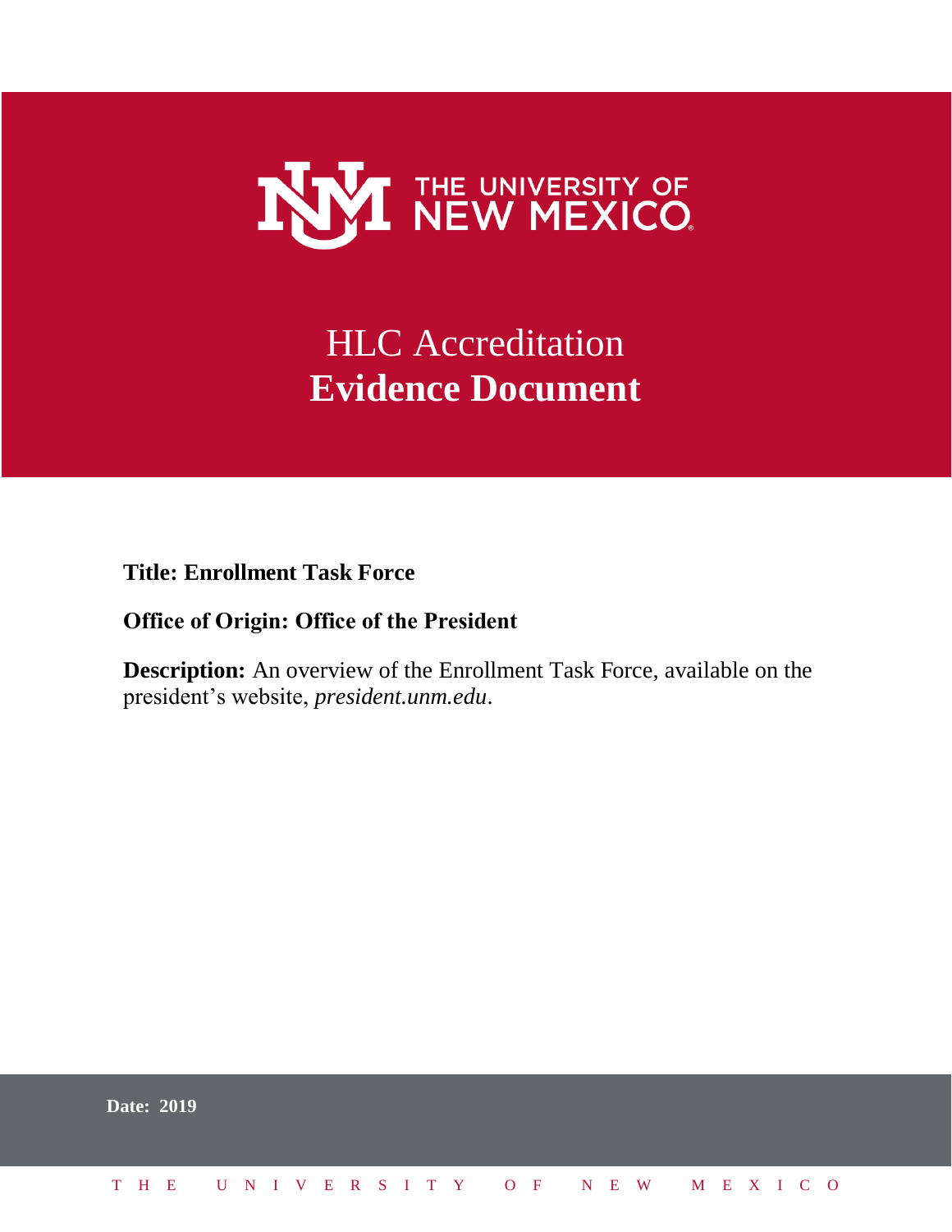THE UNIVERSITY OF NEW MEXICO

# HLC Accreditation
# **Evidence Document**

**Title: Enrollment Task Force**

**Office of Origin: Office of the President**

**Description:** An overview of the Enrollment Task Force, available on the president's website, *president.unm.edu*.

**Date: 2019**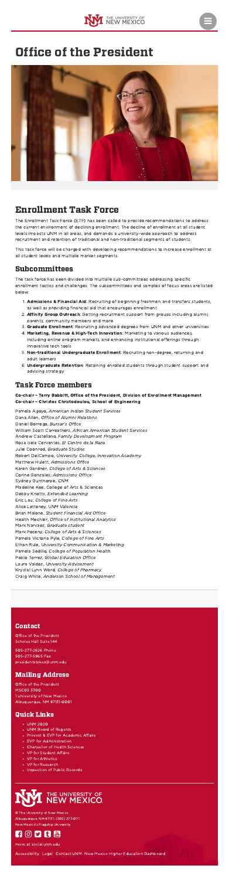# Office of the President

## Enrollment Task Force

The Enrollment Task Force (ETF) has been called to provide recommendations to address the current environment of declining enrollment. The decline of enrollment at all student levels impacts UNM in all areas, and demands a university-wide approach to address recruitment and retention of traditional and non-traditional segments of students.

This task force will be charged with developing recommendations to increase enrollment at all student levels and multiple market segments.

### Subcommittees

The task force has been divided into multiple sub-committees addressing specific enrollment tactics and challenges. The subcommittees and samples of focus areas are listed below.

1. **Admissions & Financial Aid**: Recruiting of beginning freshmen and transfers students, as well as providing financial aid that encourages enrollment
2. **Affinity Group Outreach**: Getting recruitment support from groups including alumni, parents, community members and more
3. **Graduate Enrollment**: Recruiting advanced degrees from UNM and other universities
4. **Marketing, Revenue & High-Tech Innovation**: Marketing to various audiences, including online program markets, and enhancing institutional offerings through innovative tech tools
5. **Non-traditional Undergraduate Enrollment**: Recruiting non-degree, returning and adult learners
6. **Undergraduate Retention**: Retaining enrolled students through student support and advising strategy

### Task Force members

**Co-chair – Terry Babbitt, Office of the President, Division of Enrollment Management**
**Co-chair – Christos Christodoulou, School of Engineering**

Pamela Agoyo, *American Indian Student Services*
Dana Allen, *Office of Alumni Relations*
Daniel Borrego, *Bursar's Office*
William Scott Carreathers, *African American Student Services*
Andrew Castellano, *Family Development Program*
Rosa Isela Cervantes, *El Centro de la Raza*
Julie Coonrod, *Graduate Studies*
Robert DelCampo, *University College, Innovation Academy*
Matthew Hulett, *Admissions Office*
Karen Gardner, *College of Arts & Sciences*
Corine Gonzales, *Admissions Office*
Sydney Gunthorpe, *CNM*
Madeline Kee, College of Arts & Sciences
Debby Knotts, *Extended Learning*
Eric Lau, *College of Fine Arts*
Alice Letteney, *UNM Valencia*
Brian Malone, *Student Financial Aid Office*
Health Mechler, *Office of Institutional Analytics*
Mark Narvaez, *Graduate student*
Mark Peceny, *College of Arts & Sciences*
Pamela Victoria Pyle, *College of Fine Arts*
Ethan Rule, *University Communication & Marketing*
Pamela Sedillo, *College of Population Health*
Pablo Torrez, *Global Education Office*
Laura Valdez, *University Advisement*
Krystal Lynn Ward, *College of Pharmacy*
Craig White, *Anderson School of Management*

### Contact

Office of the President
Scholes Hall Suite 144

505-277-2626 Phone
505-277-5965 Fax
presidentstokes@unm.edu

### Mailing Address

Office of the President
MSC05 3300
1 University of New Mexico
Albuquerque, NM 87131-0001

### Quick Links

- UNM 2020
- UNM Board of Regents
- Provost & EVP for Academic Affairs
- EVP for Administration
- Chancellor of Health Sciences
- VP for Student Affairs
- VP for Athletics
- VP for Research
- Inspection of Public Records

© The University of New Mexico
Albuquerque, NM 87131, (505) 277-0111
New Mexico's Flagship University

more at social.unm.edu

Accessibility Legal Contact UNM New Mexico Higher Education Dashboard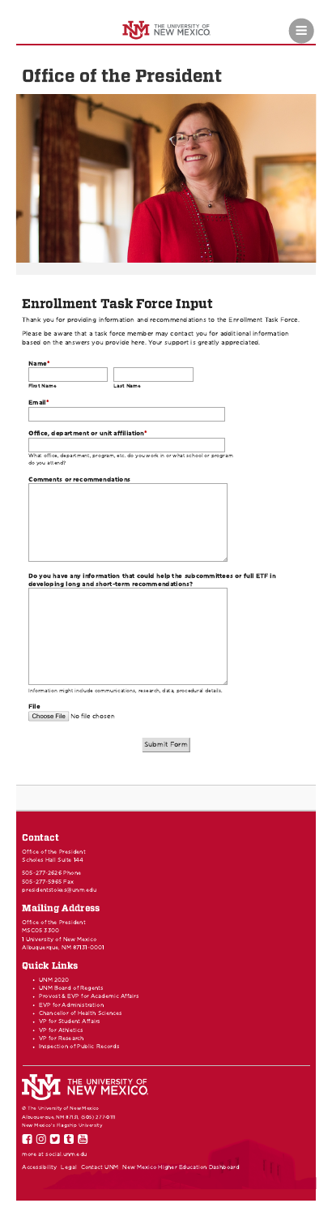THE UNIVERSITY OF NEW MEXICO

# Office of the President

## Enrollment Task Force Input

Thank you for providing information and recommendations to the Enrollment Task Force.

Please be aware that a task force member may contact you for additional information based on the answers you provide here. Your support is greatly appreciated.

**Name***

First Name Last Name

**Email***

**Office, department or unit affiliation***

What office, department, program, etc. do you work in or what school or program do you attend?

**Comments or recommendations**

**Do you have any information that could help the subcommittees or full ETF in developing long and short-term recommendations?**

Information might include communications, research, data, procedural details.

**File**

Choose File No file chosen

Submit Form

### Contact

Office of the President
Scholes Hall Suite 144

505-277-2626 Phone
505-277-5965 Fax
presidentstokes@unm.edu

### Mailing Address

Office of the President
MSC05 3300
1 University of New Mexico
Albuquerque, NM 87131-0001

### Quick Links

- UNM 2020
- UNM Board of Regents
- Provost & EVP for Academic Affairs
- EVP for Administration
- Chancellor of Health Sciences
- VP for Student Affairs
- VP for Athletics
- VP for Research
- Inspection of Public Records

THE UNIVERSITY OF NEW MEXICO

© The University of New Mexico
Albuquerque, NM 87131, (505) 277-0111
New Mexico's Flagship University

more at social.unm.edu

Accessibility Legal Contact UNM New Mexico Higher Education Dashboard